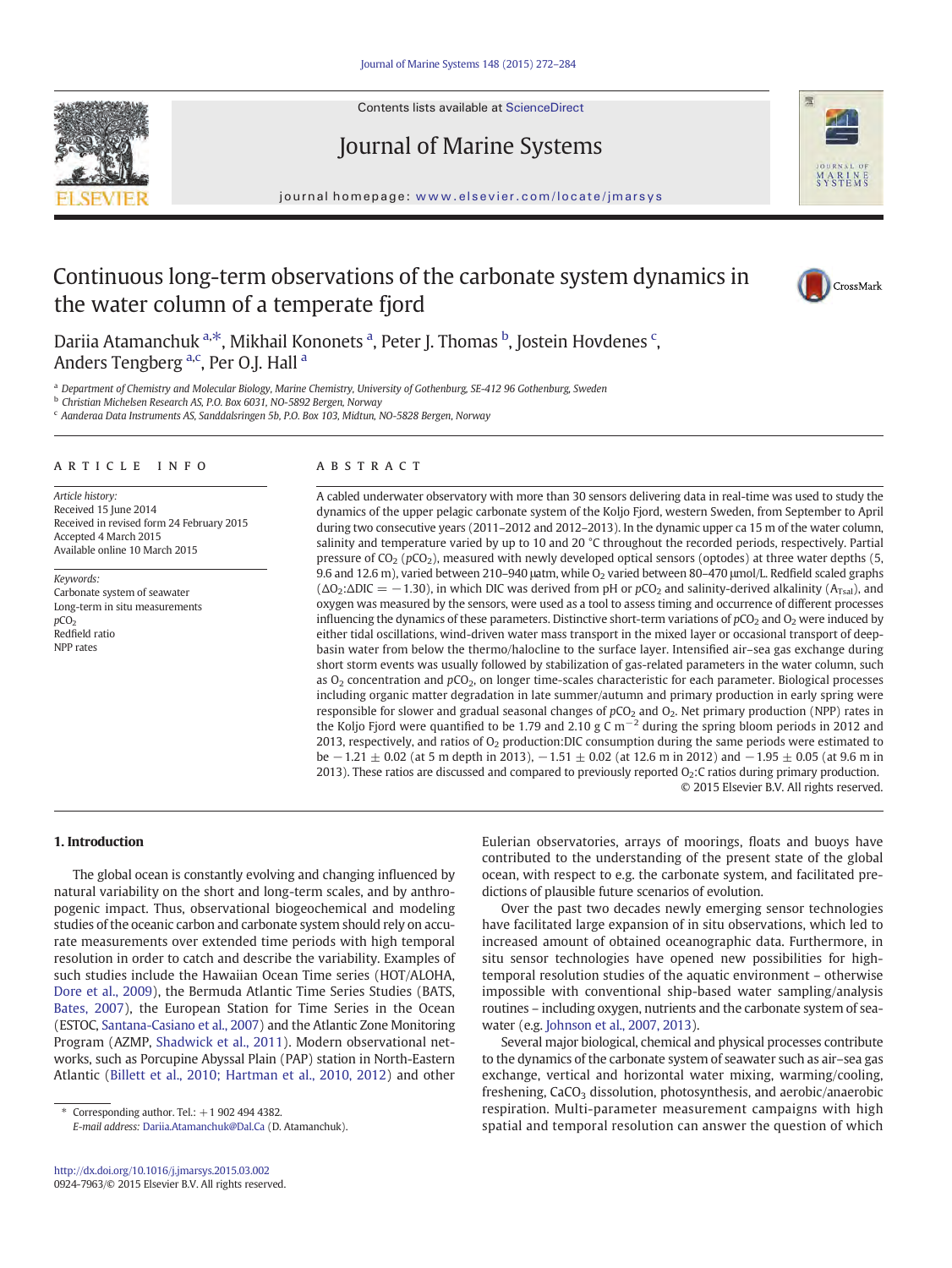# Continuous long-term observations of the carbonate system dynamics in the water column of a temperate fjord

Dariia Atamanchuk [a,*], Mikhail Kononets [a], Peter J. Thomas [b], Jostein Hovdenes [c], Anders Tengberg [a,c], Per O.J. Hall [a]

[a] Department of Chemistry and Molecular Biology, Marine Chemistry, University of Gothenburg, SE-412 96 Gothenburg, Sweden

[b] Christian Michelsen Research AS, P.O. Box 6031, NO-5892 Bergen, Norway

[c] Aanderaa Data Instruments AS, Sanddalsringen 5b, P.O. Box 103, Midtun, NO-5828 Bergen, Norway

## ARTICLE INFO

*Article history:*
Received 15 June 2014
Received in revised form 24 February 2015
Accepted 4 March 2015
Available online 10 March 2015

*Keywords:*
Carbonate system of seawater
Long-term in situ measurements
$pCO_2$
Redfield ratio
NPP rates

## ABSTRACT

A cabled underwater observatory with more than 30 sensors delivering data in real-time was used to study the dynamics of the upper pelagic carbonate system of the Koljo Fjord, western Sweden, from September to April during two consecutive years (2011–2012 and 2012–2013). In the dynamic upper ca 15 m of the water column, salinity and temperature varied by up to 10 and 20 °C throughout the recorded periods, respectively. Partial pressure of $CO_2$ ($pCO_2$), measured with newly developed optical sensors (optodes) at three water depths (5, 9.6 and 12.6 m), varied between 210–940 μatm, while $O_2$ varied between 80–470 μmol/L. Redfield scaled graphs ($\Delta O_2$:$\Delta DIC = -1.30$), in which DIC was derived from pH or $pCO_2$ and salinity-derived alkalinity ($A_{TSal}$), and oxygen was measured by the sensors, were used as a tool to assess timing and occurrence of different processes influencing the dynamics of these parameters. Distinctive short-term variations of $pCO_2$ and $O_2$ were induced by either tidal oscillations, wind-driven water mass transport in the mixed layer or occasional transport of deep-basin water from below the thermo/halocline to the surface layer. Intensified air–sea gas exchange during short storm events was usually followed by stabilization of gas-related parameters in the water column, such as $O_2$ concentration and $pCO_2$, on longer time-scales characteristic for each parameter. Biological processes including organic matter degradation in late summer/autumn and primary production in early spring were responsible for slower and gradual seasonal changes of $pCO_2$ and $O_2$. Net primary production (NPP) rates in the Koljo Fjord were quantified to be 1.79 and 2.10 g C $m^{-2}$ during the spring bloom periods in 2012 and 2013, respectively, and ratios of $O_2$ production:DIC consumption during the same periods were estimated to be $-1.21 \pm 0.02$ (at 5 m depth in 2013), $-1.51 \pm 0.02$ (at 12.6 m in 2012) and $-1.95 \pm 0.05$ (at 9.6 m in 2013). These ratios are discussed and compared to previously reported $O_2$:C ratios during primary production.

© 2015 Elsevier B.V. All rights reserved.

## 1. Introduction

The global ocean is constantly evolving and changing influenced by natural variability on the short and long-term scales, and by anthropogenic impact. Thus, observational biogeochemical and modeling studies of the oceanic carbon and carbonate system should rely on accurate measurements over extended time periods with high temporal resolution in order to catch and describe the variability. Examples of such studies include the Hawaiian Ocean Time series (HOT/ALOHA, Dore et al., 2009), the Bermuda Atlantic Time Series Studies (BATS, Bates, 2007), the European Station for Time Series in the Ocean (ESTOC, Santana-Casiano et al., 2007) and the Atlantic Zone Monitoring Program (AZMP, Shadwick et al., 2011). Modern observational networks, such as Porcupine Abyssal Plain (PAP) station in North-Eastern Atlantic (Billett et al., 2010; Hartman et al., 2010, 2012) and other Eulerian observatories, arrays of moorings, floats and buoys have contributed to the understanding of the present state of the global ocean, with respect to e.g. the carbonate system, and facilitated predictions of plausible future scenarios of evolution.

Over the past two decades newly emerging sensor technologies have facilitated large expansion of in situ observations, which led to increased amount of obtained oceanographic data. Furthermore, in situ sensor technologies have opened new possibilities for high-temporal resolution studies of the aquatic environment – otherwise impossible with conventional ship-based water sampling/analysis routines – including oxygen, nutrients and the carbonate system of seawater (e.g. Johnson et al., 2007, 2013).

Several major biological, chemical and physical processes contribute to the dynamics of the carbonate system of seawater such as air–sea gas exchange, vertical and horizontal water mixing, warming/cooling, freshening, $CaCO_3$ dissolution, photosynthesis, and aerobic/anaerobic respiration. Multi-parameter measurement campaigns with high spatial and temporal resolution can answer the question of which

\* Corresponding author. Tel.: +1 902 494 4382.
*E-mail address:* Dariia.Atamanchuk@Dal.Ca (D. Atamanchuk).

http://dx.doi.org/10.1016/j.jmarsys.2015.03.002
0924-7963/© 2015 Elsevier B.V. All rights reserved.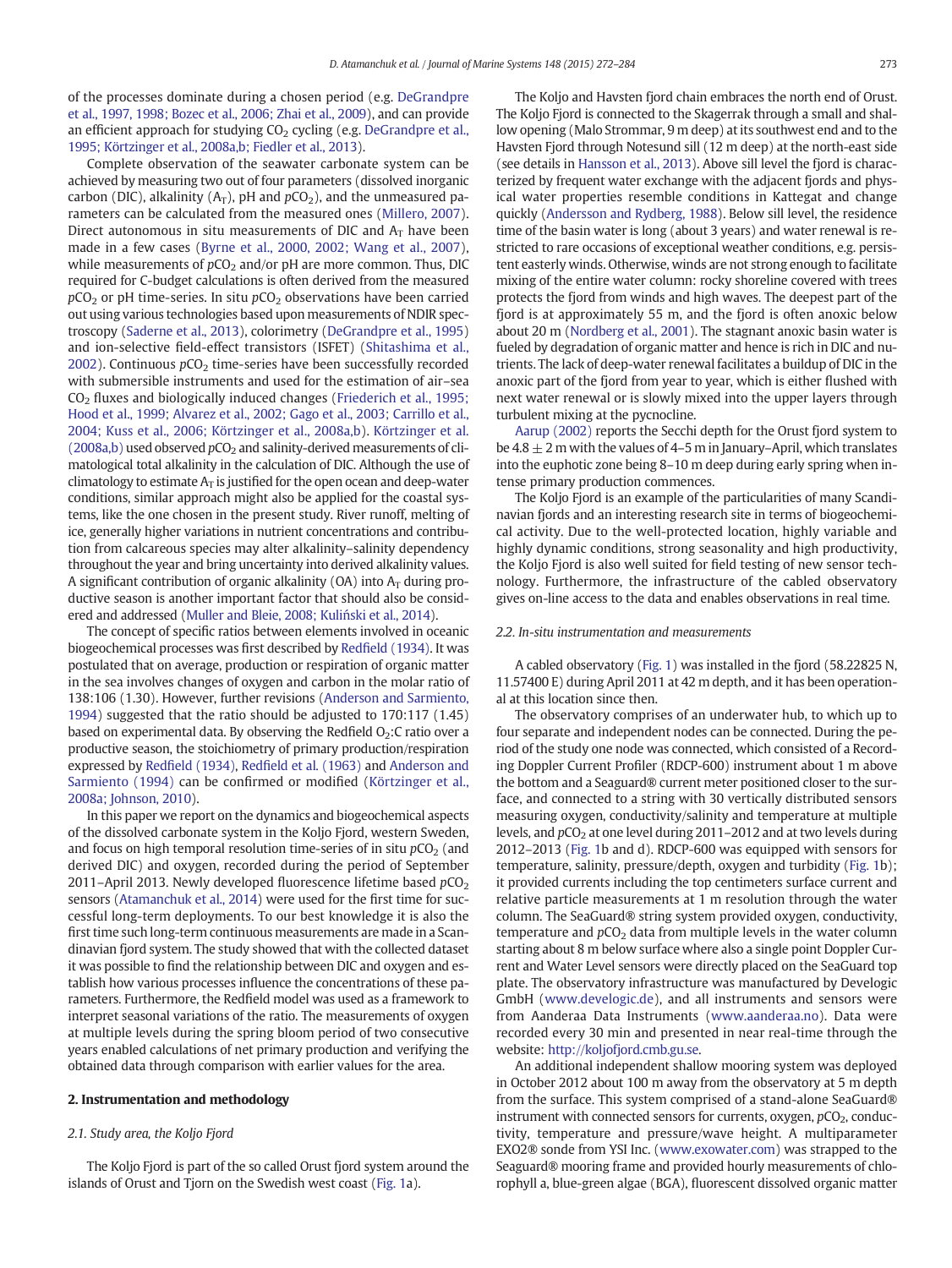of the processes dominate during a chosen period (e.g. DeGrandpre et al., 1997, 1998; Bozec et al., 2006; Zhai et al., 2009), and can provide an efficient approach for studying $CO_2$ cycling (e.g. DeGrandpre et al., 1995; Körtzinger et al., 2008a,b; Fiedler et al., 2013).

Complete observation of the seawater carbonate system can be achieved by measuring two out of four parameters (dissolved inorganic carbon (DIC), alkalinity ($A_T$), pH and $pCO_2$), and the unmeasured parameters can be calculated from the measured ones (Millero, 2007). Direct autonomous in situ measurements of DIC and $A_T$ have been made in a few cases (Byrne et al., 2000, 2002; Wang et al., 2007), while measurements of $pCO_2$ and/or pH are more common. Thus, DIC required for C-budget calculations is often derived from the measured $pCO_2$ or pH time-series. In situ $pCO_2$ observations have been carried out using various technologies based upon measurements of NDIR spectroscopy (Saderne et al., 2013), colorimetry (DeGrandpre et al., 1995) and ion-selective field-effect transistors (ISFET) (Shitashima et al., 2002). Continuous $pCO_2$ time-series have been successfully recorded with submersible instruments and used for the estimation of air–sea $CO_2$ fluxes and biologically induced changes (Friederich et al., 1995; Hood et al., 1999; Alvarez et al., 2002; Gago et al., 2003; Carrillo et al., 2004; Kuss et al., 2006; Körtzinger et al., 2008a,b). Körtzinger et al. (2008a,b) used observed $pCO_2$ and salinity-derived measurements of climatological total alkalinity in the calculation of DIC. Although the use of climatology to estimate $A_T$ is justified for the open ocean and deep-water conditions, similar approach might also be applied for the coastal systems, like the one chosen in the present study. River runoff, melting of ice, generally higher variations in nutrient concentrations and contribution from calcareous species may alter alkalinity–salinity dependency throughout the year and bring uncertainty into derived alkalinity values. A significant contribution of organic alkalinity (OA) into $A_T$ during productive season is another important factor that should also be considered and addressed (Muller and Bleie, 2008; Kuliński et al., 2014).

The concept of specific ratios between elements involved in oceanic biogeochemical processes was first described by Redfield (1934). It was postulated that on average, production or respiration of organic matter in the sea involves changes of oxygen and carbon in the molar ratio of 138:106 (1.30). However, further revisions (Anderson and Sarmiento, 1994) suggested that the ratio should be adjusted to 170:117 (1.45) based on experimental data. By observing the Redfield $O_2$:C ratio over a productive season, the stoichiometry of primary production/respiration expressed by Redfield (1934), Redfield et al. (1963) and Anderson and Sarmiento (1994) can be confirmed or modified (Körtzinger et al., 2008a; Johnson, 2010).

In this paper we report on the dynamics and biogeochemical aspects of the dissolved carbonate system in the Koljo Fjord, western Sweden, and focus on high temporal resolution time-series of in situ $pCO_2$ (and derived DIC) and oxygen, recorded during the period of September 2011–April 2013. Newly developed fluorescence lifetime based $pCO_2$ sensors (Atamanchuk et al., 2014) were used for the first time for successful long-term deployments. To our best knowledge it is also the first time such long-term continuous measurements are made in a Scandinavian fjord system. The study showed that with the collected dataset it was possible to find the relationship between DIC and oxygen and establish how various processes influence the concentrations of these parameters. Furthermore, the Redfield model was used as a framework to interpret seasonal variations of the ratio. The measurements of oxygen at multiple levels during the spring bloom period of two consecutive years enabled calculations of net primary production and verifying the obtained data through comparison with earlier values for the area.

## 2. Instrumentation and methodology

### 2.1. Study area, the Koljo Fjord

The Koljo Fjord is part of the so called Orust fjord system around the islands of Orust and Tjorn on the Swedish west coast (Fig. 1a).

The Koljo and Havsten fjord chain embraces the north end of Orust. The Koljo Fjord is connected to the Skagerrak through a small and shallow opening (Malo Strommar, 9 m deep) at its southwest end and to the Havsten Fjord through Notesund sill (12 m deep) at the north-east side (see details in Hansson et al., 2013). Above sill level the fjord is characterized by frequent water exchange with the adjacent fjords and physical water properties resemble conditions in Kattegat and change quickly (Andersson and Rydberg, 1988). Below sill level, the residence time of the basin water is long (about 3 years) and water renewal is restricted to rare occasions of exceptional weather conditions, e.g. persistent easterly winds. Otherwise, winds are not strong enough to facilitate mixing of the entire water column: rocky shoreline covered with trees protects the fjord from winds and high waves. The deepest part of the fjord is at approximately 55 m, and the fjord is often anoxic below about 20 m (Nordberg et al., 2001). The stagnant anoxic basin water is fueled by degradation of organic matter and hence is rich in DIC and nutrients. The lack of deep-water renewal facilitates a buildup of DIC in the anoxic part of the fjord from year to year, which is either flushed with next water renewal or is slowly mixed into the upper layers through turbulent mixing at the pycnocline.

Aarup (2002) reports the Secchi depth for the Orust fjord system to be 4.8 ± 2 m with the values of 4–5 m in January–April, which translates into the euphotic zone being 8–10 m deep during early spring when intense primary production commences.

The Koljo Fjord is an example of the particularities of many Scandinavian fjords and an interesting research site in terms of biogeochemical activity. Due to the well-protected location, highly variable and highly dynamic conditions, strong seasonality and high productivity, the Koljo Fjord is also well suited for field testing of new sensor technology. Furthermore, the infrastructure of the cabled observatory gives on-line access to the data and enables observations in real time.

### 2.2. In-situ instrumentation and measurements

A cabled observatory (Fig. 1) was installed in the fjord (58.22825 N, 11.57400 E) during April 2011 at 42 m depth, and it has been operational at this location since then.

The observatory comprises of an underwater hub, to which up to four separate and independent nodes can be connected. During the period of the study one node was connected, which consisted of a Recording Doppler Current Profiler (RDCP-600) instrument about 1 m above the bottom and a Seaguard® current meter positioned closer to the surface, and connected to a string with 30 vertically distributed sensors measuring oxygen, conductivity/salinity and temperature at multiple levels, and $pCO_2$ at one level during 2011–2012 and at two levels during 2012–2013 (Fig. 1b and d). RDCP-600 was equipped with sensors for temperature, salinity, pressure/depth, oxygen and turbidity (Fig. 1b); it provided currents including the top centimeters surface current and relative particle measurements at 1 m resolution through the water column. The SeaGuard® string system provided oxygen, conductivity, temperature and $pCO_2$ data from multiple levels in the water column starting about 8 m below surface where also a single point Doppler Current and Water Level sensors were directly placed on the SeaGuard top plate. The observatory infrastructure was manufactured by Develogic GmbH (www.develogic.de), and all instruments and sensors were from Aanderaa Data Instruments (www.aanderaa.no). Data were recorded every 30 min and presented in near real-time through the website: http://koljofjord.cmb.gu.se.

An additional independent shallow mooring system was deployed in October 2012 about 100 m away from the observatory at 5 m depth from the surface. This system comprised of a stand-alone SeaGuard® instrument with connected sensors for currents, oxygen, $pCO_2$, conductivity, temperature and pressure/wave height. A multiparameter EXO2® sonde from YSI Inc. (www.exowater.com) was strapped to the Seaguard® mooring frame and provided hourly measurements of chlorophyll a, blue-green algae (BGA), fluorescent dissolved organic matter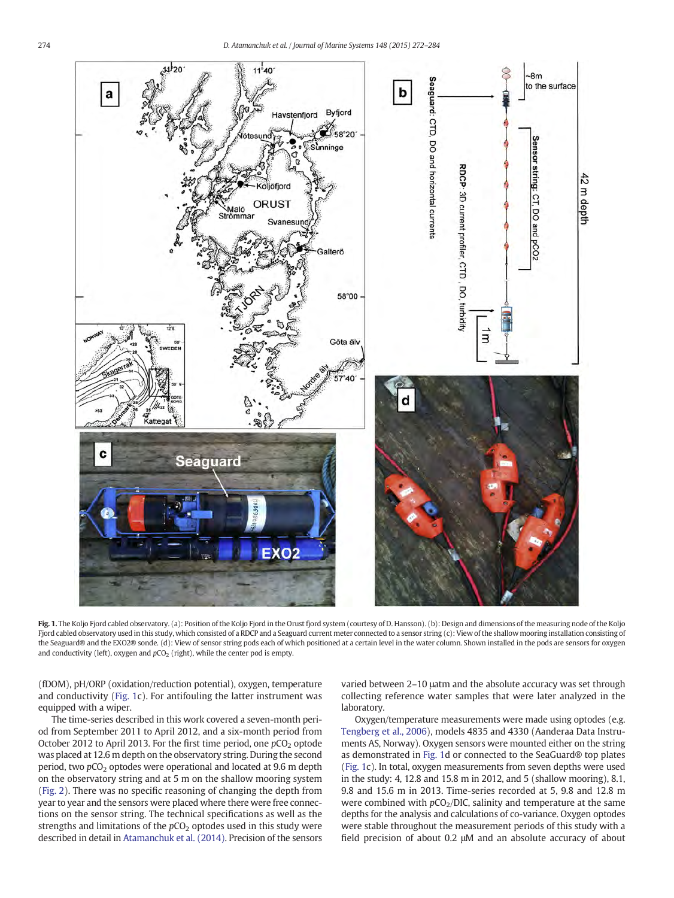**Fig. 1.** The Koljo Fjord cabled observatory. (a): Position of the Koljo Fjord in the Orust fjord system (courtesy of D. Hansson). (b): Design and dimensions of the measuring node of the Koljo Fjord cabled observatory used in this study, which consisted of a RDCP and a Seaguard current meter connected to a sensor string (c): View of the shallow mooring installation consisting of the Seaguard® and the EXO2® sonde. (d): View of sensor string pods each of which positioned at a certain level in the water column. Shown installed in the pods are sensors for oxygen and conductivity (left), oxygen and $pCO_2$ (right), while the center pod is empty.

(fDOM), pH/ORP (oxidation/reduction potential), oxygen, temperature and conductivity (Fig. 1c). For antifouling the latter instrument was equipped with a wiper.

The time-series described in this work covered a seven-month period from September 2011 to April 2012, and a six-month period from October 2012 to April 2013. For the first time period, one $pCO_2$ optode was placed at 12.6 m depth on the observatory string. During the second period, two $pCO_2$ optodes were operational and located at 9.6 m depth on the observatory string and at 5 m on the shallow mooring system (Fig. 2). There was no specific reasoning of changing the depth from year to year and the sensors were placed where there were free connections on the sensor string. The technical specifications as well as the strengths and limitations of the $pCO_2$ optodes used in this study were described in detail in Atamanchuk et al. (2014). Precision of the sensors varied between 2–10 μatm and the absolute accuracy was set through collecting reference water samples that were later analyzed in the laboratory.

Oxygen/temperature measurements were made using optodes (e.g. Tengberg et al., 2006), models 4835 and 4330 (Aanderaa Data Instruments AS, Norway). Oxygen sensors were mounted either on the string as demonstrated in Fig. 1d or connected to the SeaGuard® top plates (Fig. 1c). In total, oxygen measurements from seven depths were used in the study: 4, 12.8 and 15.8 m in 2012, and 5 (shallow mooring), 8.1, 9.8 and 15.6 m in 2013. Time-series recorded at 5, 9.8 and 12.8 m were combined with $pCO_2$/DIC, salinity and temperature at the same depths for the analysis and calculations of co-variance. Oxygen optodes were stable throughout the measurement periods of this study with a field precision of about 0.2 μM and an absolute accuracy of about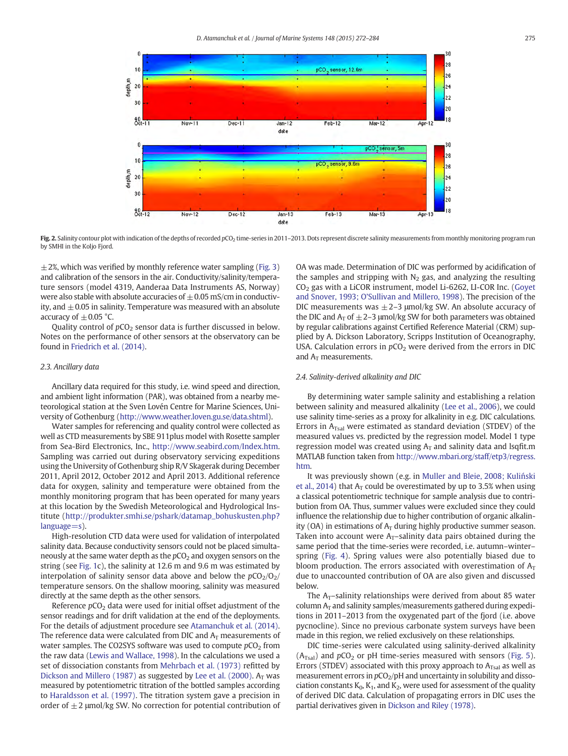Fig. 2. Salinity contour plot with indication of the depths of recorded $pCO_2$ time-series in 2011–2013. Dots represent discrete salinity measurements from monthly monitoring program run by SMHI in the Koljo Fjord.

±2%, which was verified by monthly reference water sampling (Fig. 3) and calibration of the sensors in the air. Conductivity/salinity/temperature sensors (model 4319, Aanderaa Data Instruments AS, Norway) were also stable with absolute accuracies of ±0.05 mS/cm in conductivity, and ±0.05 in salinity. Temperature was measured with an absolute accuracy of ±0.05 °C.

Quality control of $pCO_2$ sensor data is further discussed in below. Notes on the performance of other sensors at the observatory can be found in Friedrich et al. (2014).

### 2.3. Ancillary data

Ancillary data required for this study, i.e. wind speed and direction, and ambient light information (PAR), was obtained from a nearby meteorological station at the Sven Lovén Centre for Marine Sciences, University of Gothenburg (http://www.weather.loven.gu.se/data.shtml).

Water samples for referencing and quality control were collected as well as CTD measurements by SBE 911plus model with Rosette sampler from Sea-Bird Electronics, Inc., http://www.seabird.com/Index.htm. Sampling was carried out during observatory servicing expeditions using the University of Gothenburg ship R/V Skagerak during December 2011, April 2012, October 2012 and April 2013. Additional reference data for oxygen, salinity and temperature were obtained from the monthly monitoring program that has been operated for many years at this location by the Swedish Meteorological and Hydrological Institute (http://produkter.smhi.se/pshark/datamap_bohuskusten.php?language=s).

High-resolution CTD data were used for validation of interpolated salinity data. Because conductivity sensors could not be placed simultaneously at the same water depth as the $pCO_2$ and oxygen sensors on the string (see Fig. 1c), the salinity at 12.6 m and 9.6 m was estimated by interpolation of salinity sensor data above and below the $pCO_2/O_2$/temperature sensors. On the shallow mooring, salinity was measured directly at the same depth as the other sensors.

Reference $pCO_2$ data were used for initial offset adjustment of the sensor readings and for drift validation at the end of the deployments. For the details of adjustment procedure see Atamanchuk et al. (2014). The reference data were calculated from DIC and $A_T$ measurements of water samples. The CO2SYS software was used to compute $pCO_2$ from the raw data (Lewis and Wallace, 1998). In the calculations we used a set of dissociation constants from Mehrbach et al. (1973) refitted by Dickson and Millero (1987) as suggested by Lee et al. (2000). $A_T$ was measured by potentiometric titration of the bottled samples according to Haraldsson et al. (1997). The titration system gave a precision in order of ±2 μmol/kg SW. No correction for potential contribution of OA was made. Determination of DIC was performed by acidification of the samples and stripping with $N_2$ gas, and analyzing the resulting $CO_2$ gas with a LiCOR instrument, model Li-6262, LI-COR Inc. (Goyet and Snover, 1993; O'Sullivan and Millero, 1998). The precision of the DIC measurements was ±2–3 μmol/kg SW. An absolute accuracy of the DIC and $A_T$ of ±2–3 μmol/kg SW for both parameters was obtained by regular calibrations against Certified Reference Material (CRM) supplied by A. Dickson Laboratory, Scripps Institution of Oceanography, USA. Calculation errors in $pCO_2$ were derived from the errors in DIC and $A_T$ measurements.

### 2.4. Salinity-derived alkalinity and DIC

By determining water sample salinity and establishing a relation between salinity and measured alkalinity (Lee et al., 2006), we could use salinity time-series as a proxy for alkalinity in e.g. DIC calculations. Errors in $A_{TSal}$ were estimated as standard deviation (STDEV) of the measured values vs. predicted by the regression model. Model 1 type regression model was created using $A_T$ and salinity data and lsqfit.m MATLAB function taken from http://www.mbari.org/staff/etp3/regress.htm.

It was previously shown (e.g. in Muller and Bleie, 2008; Kuliński et al., 2014) that $A_T$ could be overestimated by up to 3.5% when using a classical potentiometric technique for sample analysis due to contribution from OA. Thus, summer values were excluded since they could influence the relationship due to higher contribution of organic alkalinity (OA) in estimations of $A_T$ during highly productive summer season. Taken into account were $A_T$–salinity data pairs obtained during the same period that the time-series were recorded, i.e. autumn–winter–spring (Fig. 4). Spring values were also potentially biased due to bloom production. The errors associated with overestimation of $A_T$ due to unaccounted contribution of OA are also given and discussed below.

The $A_T$–salinity relationships were derived from about 85 water column $A_T$ and salinity samples/measurements gathered during expeditions in 2011–2013 from the oxygenated part of the fjord (i.e. above pycnocline). Since no previous carbonate system surveys have been made in this region, we relied exclusively on these relationships.

DIC time-series were calculated using salinity-derived alkalinity ($A_{TSal}$) and $pCO_2$ or pH time-series measured with sensors (Fig. 5). Errors (STDEV) associated with this proxy approach to $A_{TSal}$ as well as measurement errors in $pCO_2$/pH and uncertainty in solubility and dissociation constants $K_0$, $K_1$, and $K_2$, were used for assessment of the quality of derived DIC data. Calculation of propagating errors in DIC uses the partial derivatives given in Dickson and Riley (1978).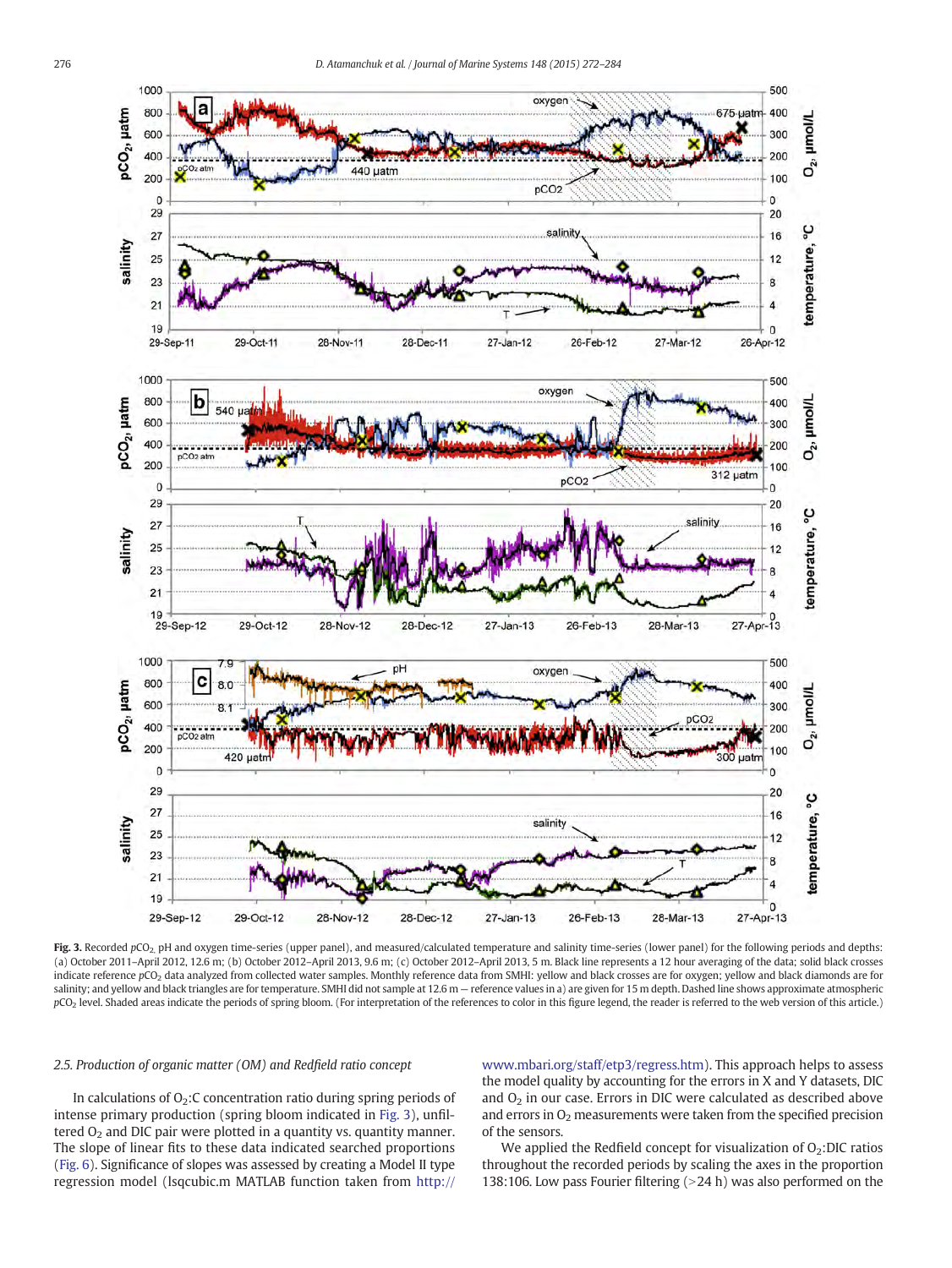**Fig. 3.** Recorded $pCO_2$, pH and oxygen time-series (upper panel), and measured/calculated temperature and salinity time-series (lower panel) for the following periods and depths: (a) October 2011–April 2012, 12.6 m; (b) October 2012–April 2013, 9.6 m; (c) October 2012–April 2013, 5 m. Black line represents a 12 hour averaging of the data; solid black crosses indicate reference $pCO_2$ data analyzed from collected water samples. Monthly reference data from SMHI: yellow and black crosses are for oxygen; yellow and black diamonds are for salinity; and yellow and black triangles are for temperature. SMHI did not sample at 12.6 m — reference values in a) are given for 15 m depth. Dashed line shows approximate atmospheric $pCO_2$ level. Shaded areas indicate the periods of spring bloom. (For interpretation of the references to color in this figure legend, the reader is referred to the web version of this article.)

### 2.5. Production of organic matter (OM) and Redfield ratio concept

In calculations of $O_2$:C concentration ratio during spring periods of intense primary production (spring bloom indicated in Fig. 3), unfiltered $O_2$ and DIC pair were plotted in a quantity vs. quantity manner. The slope of linear fits to these data indicated searched proportions (Fig. 6). Significance of slopes was assessed by creating a Model II type regression model (lsqcubic.m MATLAB function taken from http://www.mbari.org/staff/etp3/regress.htm). This approach helps to assess the model quality by accounting for the errors in X and Y datasets, DIC and $O_2$ in our case. Errors in DIC were calculated as described above and errors in $O_2$ measurements were taken from the specified precision of the sensors.

We applied the Redfield concept for visualization of $O_2$:DIC ratios throughout the recorded periods by scaling the axes in the proportion 138:106. Low pass Fourier filtering (>24 h) was also performed on the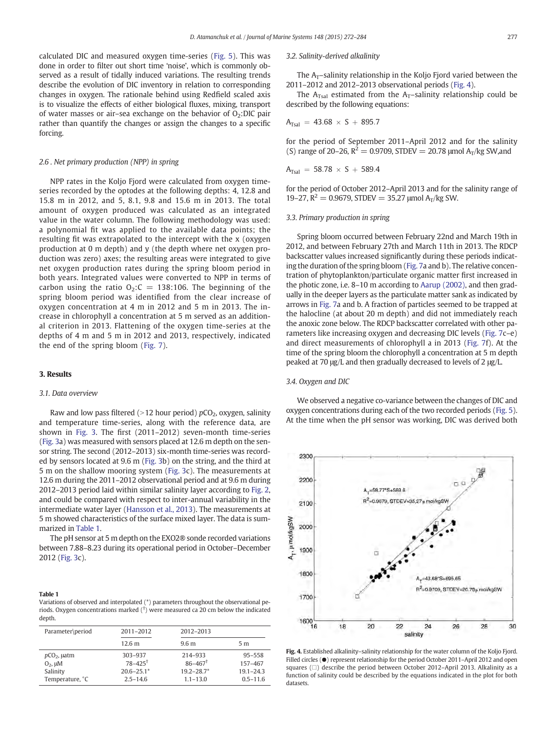calculated DIC and measured oxygen time-series (Fig. 5). This was done in order to filter out short time 'noise', which is commonly observed as a result of tidally induced variations. The resulting trends describe the evolution of DIC inventory in relation to corresponding changes in oxygen. The rationale behind using Redfield scaled axis is to visualize the effects of either biological fluxes, mixing, transport of water masses or air–sea exchange on the behavior of $O_2$:DIC pair rather than quantify the changes or assign the changes to a specific forcing.

### 2.6. Net primary production (NPP) in spring

NPP rates in the Koljo Fjord were calculated from oxygen time-series recorded by the optodes at the following depths: 4, 12.8 and 15.8 m in 2012, and 5, 8.1, 9.8 and 15.6 m in 2013. The total amount of oxygen produced was calculated as an integrated value in the water column. The following methodology was used: a polynomial fit was applied to the available data points; the resulting fit was extrapolated to the intercept with the x (oxygen production at 0 m depth) and y (the depth where net oxygen production was zero) axes; the resulting areas were integrated to give net oxygen production rates during the spring bloom period in both years. Integrated values were converted to NPP in terms of carbon using the ratio $O_2$:C = 138:106. The beginning of the spring bloom period was identified from the clear increase of oxygen concentration at 4 m in 2012 and 5 m in 2013. The increase in chlorophyll a concentration at 5 m served as an additional criterion in 2013. Flattening of the oxygen time-series at the depths of 4 m and 5 m in 2012 and 2013, respectively, indicated the end of the spring bloom (Fig. 7).

## 3. Results

### 3.1. Data overview

Raw and low pass filtered (>12 hour period) $pCO_2$, oxygen, salinity and temperature time-series, along with the reference data, are shown in Fig. 3. The first (2011–2012) seven-month time-series (Fig. 3a) was measured with sensors placed at 12.6 m depth on the sensor string. The second (2012–2013) six-month time-series was recorded by sensors located at 9.6 m (Fig. 3b) on the string, and the third at 5 m on the shallow mooring system (Fig. 3c). The measurements at 12.6 m during the 2011–2012 observational period and at 9.6 m during 2012–2013 period laid within similar salinity layer according to Fig. 2, and could be compared with respect to inter-annual variability in the intermediate water layer (Hansson et al., 2013). The measurements at 5 m showed characteristics of the surface mixed layer. The data is summarized in Table 1.

The pH sensor at 5 m depth on the EXO2® sonde recorded variations between 7.88–8.23 during its operational period in October–December 2012 (Fig. 3c).

**Table 1**
Variations of observed and interpolated (*) parameters throughout the observational periods. Oxygen concentrations marked (†) were measured ca 20 cm below the indicated depth.

| Parameter\period | 2011–2012 | 2012–2013 | |
|---|---|---|---|
| | 12.6 m | 9.6 m | 5 m |
| $pCO_2$, μatm | 303–937 | 214–933 | 95–558 |
| $O_2$, μM | 78–425† | 86–467† | 157–467 |
| Salinity | 20.6–25.1* | 19.2–28.7* | 19.1–24.3 |
| Temperature, °C | 2.5–14.6 | 1.1–13.0 | 0.5–11.6 |

### 3.2. Salinity-derived alkalinity

The $A_T$–salinity relationship in the Koljo Fjord varied between the 2011–2012 and 2012–2013 observational periods (Fig. 4).

The $A_{TSal}$ estimated from the $A_T$–salinity relationship could be described by the following equations:

$$A_{TSal} = 43.68 \times S + 895.7$$

for the period of September 2011–April 2012 and for the salinity (S) range of 20–26, $R^2 = 0.9709$, STDEV = 20.78 μmol $A_T$/kg SW, and

$$A_{TSal} = 58.78 \times S + 589.4$$

for the period of October 2012–April 2013 and for the salinity range of 19–27, $R^2 = 0.9679$, STDEV = 35.27 μmol $A_T$/kg SW.

### 3.3. Primary production in spring

Spring bloom occurred between February 22nd and March 19th in 2012, and between February 27th and March 11th in 2013. The RDCP backscatter values increased significantly during these periods indicating the duration of the spring bloom (Fig. 7a and b). The relative concentration of phytoplankton/particulate organic matter first increased in the photic zone, i.e. 8–10 m according to Aarup (2002), and then gradually in the deeper layers as the particulate matter sank as indicated by arrows in Fig. 7a and b. A fraction of particles seemed to be trapped at the halocline (at about 20 m depth) and did not immediately reach the anoxic zone below. The RDCP backscatter correlated with other parameters like increasing oxygen and decreasing DIC levels (Fig. 7c–e) and direct measurements of chlorophyll a in 2013 (Fig. 7f). At the time of the spring bloom the chlorophyll a concentration at 5 m depth peaked at 70 μg/L and then gradually decreased to levels of 2 μg/L.

### 3.4. Oxygen and DIC

We observed a negative co-variance between the changes of DIC and oxygen concentrations during each of the two recorded periods (Fig. 5). At the time when the pH sensor was working, DIC was derived both

**Fig. 4.** Established alkalinity–salinity relationship for the water column of the Koljo Fjord. Filled circles (●) represent relationship for the period October 2011–April 2012 and open squares (□) describe the period between October 2012–April 2013. Alkalinity as a function of salinity could be described by the equations indicated in the plot for both datasets.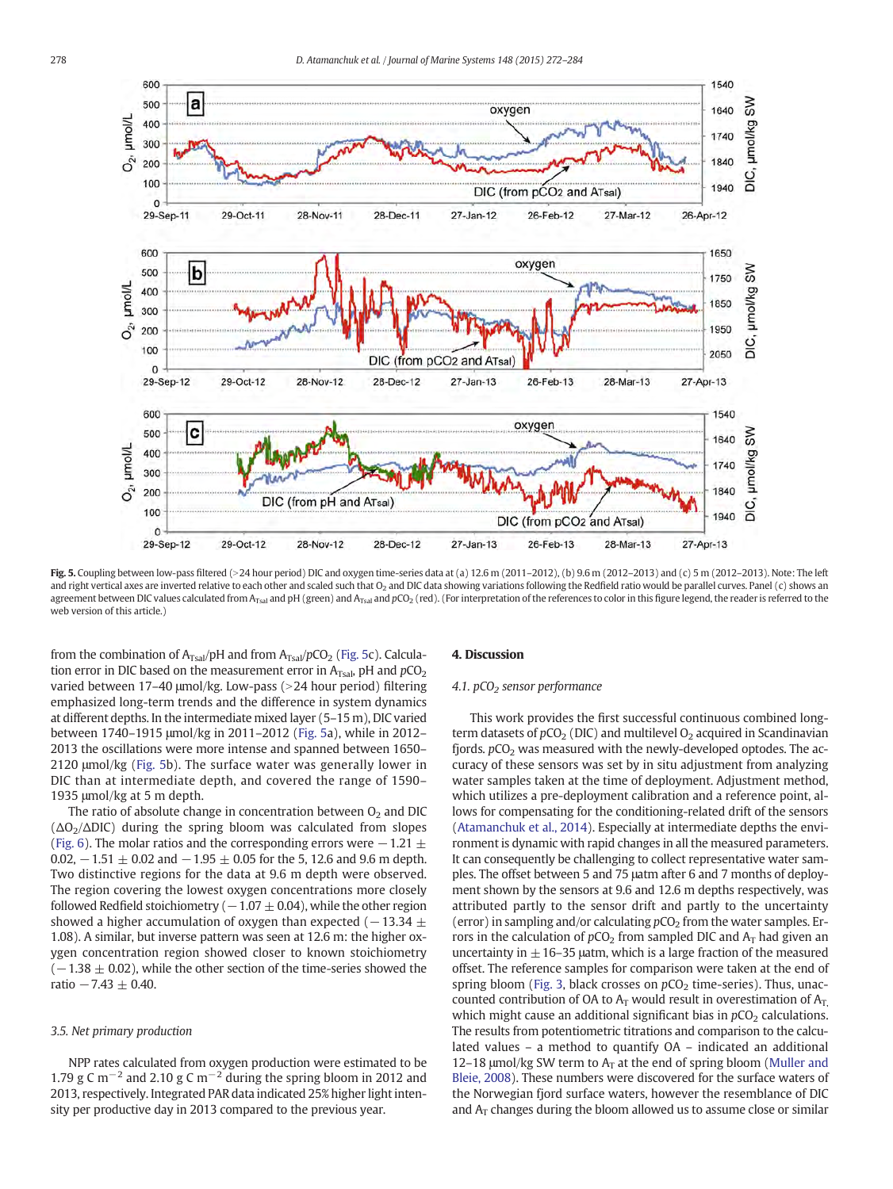Fig. 5. Coupling between low-pass filtered (>24 hour period) DIC and oxygen time-series data at (a) 12.6 m (2011–2012), (b) 9.6 m (2012–2013) and (c) 5 m (2012–2013). Note: The left and right vertical axes are inverted relative to each other and scaled such that $O_2$ and DIC data showing variations following the Redfield ratio would be parallel curves. Panel (c) shows an agreement between DIC values calculated from $A_{Tsal}$ and pH (green) and $A_{Tsal}$ and $pCO_2$ (red). (For interpretation of the references to color in this figure legend, the reader is referred to the web version of this article.)

from the combination of $A_{Tsal}$/pH and from $A_{Tsal}$/$pCO_2$ (Fig. 5c). Calculation error in DIC based on the measurement error in $A_{Tsal}$, pH and $pCO_2$ varied between 17–40 μmol/kg. Low-pass (>24 hour period) filtering emphasized long-term trends and the difference in system dynamics at different depths. In the intermediate mixed layer (5–15 m), DIC varied between 1740–1915 μmol/kg in 2011–2012 (Fig. 5a), while in 2012–2013 the oscillations were more intense and spanned between 1650–2120 μmol/kg (Fig. 5b). The surface water was generally lower in DIC than at intermediate depth, and covered the range of 1590–1935 μmol/kg at 5 m depth.

The ratio of absolute change in concentration between $O_2$ and DIC ($\Delta O_2/\Delta DIC$) during the spring bloom was calculated from slopes (Fig. 6). The molar ratios and the corresponding errors were $-1.21 \pm 0.02$, $-1.51 \pm 0.02$ and $-1.95 \pm 0.05$ for the 5, 12.6 and 9.6 m depth. Two distinctive regions for the data at 9.6 m depth were observed. The region covering the lowest oxygen concentrations more closely followed Redfield stoichiometry ($-1.07 \pm 0.04$), while the other region showed a higher accumulation of oxygen than expected ($-13.34 \pm 1.08$). A similar, but inverse pattern was seen at 12.6 m: the higher oxygen concentration region showed closer to known stoichiometry ($-1.38 \pm 0.02$), while the other section of the time-series showed the ratio $-7.43 \pm 0.40$.

### 3.5. Net primary production

NPP rates calculated from oxygen production were estimated to be 1.79 g C $m^{-2}$ and 2.10 g C $m^{-2}$ during the spring bloom in 2012 and 2013, respectively. Integrated PAR data indicated 25% higher light intensity per productive day in 2013 compared to the previous year.

## 4. Discussion

### 4.1. $pCO_2$ sensor performance

This work provides the first successful continuous combined long-term datasets of $pCO_2$ (DIC) and multilevel $O_2$ acquired in Scandinavian fjords. $pCO_2$ was measured with the newly-developed optodes. The accuracy of these sensors was set by in situ adjustment from analyzing water samples taken at the time of deployment. Adjustment method, which utilizes a pre-deployment calibration and a reference point, allows for compensating for the conditioning-related drift of the sensors (Atamanchuk et al., 2014). Especially at intermediate depths the environment is dynamic with rapid changes in all the measured parameters. It can consequently be challenging to collect representative water samples. The offset between 5 and 75 μatm after 6 and 7 months of deployment shown by the sensors at 9.6 and 12.6 m depths respectively, was attributed partly to the sensor drift and partly to the uncertainty (error) in sampling and/or calculating $pCO_2$ from the water samples. Errors in the calculation of $pCO_2$ from sampled DIC and $A_T$ had given an uncertainty in ±16–35 μatm, which is a large fraction of the measured offset. The reference samples for comparison were taken at the end of spring bloom (Fig. 3, black crosses on $pCO_2$ time-series). Thus, unaccounted contribution of OA to $A_T$ would result in overestimation of $A_T$, which might cause an additional significant bias in $pCO_2$ calculations. The results from potentiometric titrations and comparison to the calculated values – a method to quantify OA – indicated an additional 12–18 μmol/kg SW term to $A_T$ at the end of spring bloom (Muller and Bleie, 2008). These numbers were discovered for the surface waters of the Norwegian fjord surface waters, however the resemblance of DIC and $A_T$ changes during the bloom allowed us to assume close or similar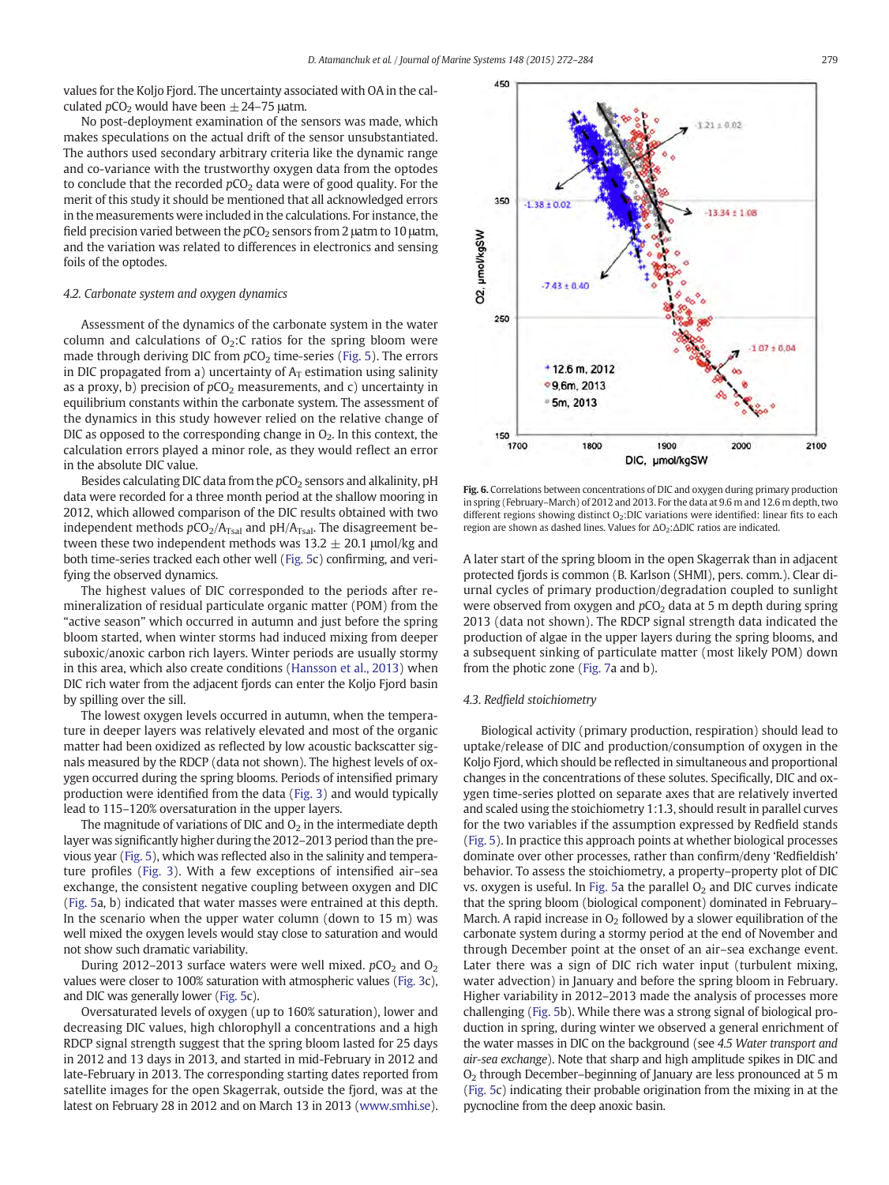values for the Koljo Fjord. The uncertainty associated with OA in the calculated $pCO_2$ would have been $\pm$24–75 µatm.

No post-deployment examination of the sensors was made, which makes speculations on the actual drift of the sensor unsubstantiated. The authors used secondary arbitrary criteria like the dynamic range and co-variance with the trustworthy oxygen data from the optodes to conclude that the recorded $pCO_2$ data were of good quality. For the merit of this study it should be mentioned that all acknowledged errors in the measurements were included in the calculations. For instance, the field precision varied between the $pCO_2$ sensors from 2 µatm to 10 µatm, and the variation was related to differences in electronics and sensing foils of the optodes.

### *4.2. Carbonate system and oxygen dynamics*

Assessment of the dynamics of the carbonate system in the water column and calculations of $O_2$:C ratios for the spring bloom were made through deriving DIC from $pCO_2$ time-series (Fig. 5). The errors in DIC propagated from a) uncertainty of $A_T$ estimation using salinity as a proxy, b) precision of $pCO_2$ measurements, and c) uncertainty in equilibrium constants within the carbonate system. The assessment of the dynamics in this study however relied on the relative change of DIC as opposed to the corresponding change in $O_2$. In this context, the calculation errors played a minor role, as they would reflect an error in the absolute DIC value.

Besides calculating DIC data from the $pCO_2$ sensors and alkalinity, pH data were recorded for a three month period at the shallow mooring in 2012, which allowed comparison of the DIC results obtained with two independent methods $pCO_2/A_{TSal}$ and $pH/A_{TSal}$. The disagreement between these two independent methods was 13.2 $\pm$ 20.1 µmol/kg and both time-series tracked each other well (Fig. 5c) confirming, and verifying the observed dynamics.

The highest values of DIC corresponded to the periods after remineralization of residual particulate organic matter (POM) from the "active season" which occurred in autumn and just before the spring bloom started, when winter storms had induced mixing from deeper suboxic/anoxic carbon rich layers. Winter periods are usually stormy in this area, which also create conditions (Hansson et al., 2013) when DIC rich water from the adjacent fjords can enter the Koljo Fjord basin by spilling over the sill.

The lowest oxygen levels occurred in autumn, when the temperature in deeper layers was relatively elevated and most of the organic matter had been oxidized as reflected by low acoustic backscatter signals measured by the RDCP (data not shown). The highest levels of oxygen occurred during the spring blooms. Periods of intensified primary production were identified from the data (Fig. 3) and would typically lead to 115–120% oversaturation in the upper layers.

The magnitude of variations of DIC and $O_2$ in the intermediate depth layer was significantly higher during the 2012–2013 period than the previous year (Fig. 5), which was reflected also in the salinity and temperature profiles (Fig. 3). With a few exceptions of intensified air–sea exchange, the consistent negative coupling between oxygen and DIC (Fig. 5a, b) indicated that water masses were entrained at this depth. In the scenario when the upper water column (down to 15 m) was well mixed the oxygen levels would stay close to saturation and would not show such dramatic variability.

During 2012–2013 surface waters were well mixed. $pCO_2$ and $O_2$ values were closer to 100% saturation with atmospheric values (Fig. 3c), and DIC was generally lower (Fig. 5c).

Oversaturated levels of oxygen (up to 160% saturation), lower and decreasing DIC values, high chlorophyll a concentrations and a high RDCP signal strength suggest that the spring bloom lasted for 25 days in 2012 and 13 days in 2013, and started in mid-February in 2012 and late-February in 2013. The corresponding starting dates reported from satellite images for the open Skagerrak, outside the fjord, was at the latest on February 28 in 2012 and on March 13 in 2013 (www.smhi.se).

**Fig. 6.** Correlations between concentrations of DIC and oxygen during primary production in spring (February–March) of 2012 and 2013. For the data at 9.6 m and 12.6 m depth, two different regions showing distinct $O_2$:DIC variations were identified: linear fits to each region are shown as dashed lines. Values for $\Delta O_2$:$\Delta$DIC ratios are indicated.

A later start of the spring bloom in the open Skagerrak than in adjacent protected fjords is common (B. Karlson (SHMI), pers. comm.). Clear diurnal cycles of primary production/degradation coupled to sunlight were observed from oxygen and $pCO_2$ data at 5 m depth during spring 2013 (data not shown). The RDCP signal strength data indicated the production of algae in the upper layers during the spring blooms, and a subsequent sinking of particulate matter (most likely POM) down from the photic zone (Fig. 7a and b).

### *4.3. Redfield stoichiometry*

Biological activity (primary production, respiration) should lead to uptake/release of DIC and production/consumption of oxygen in the Koljo Fjord, which should be reflected in simultaneous and proportional changes in the concentrations of these solutes. Specifically, DIC and oxygen time-series plotted on separate axes that are relatively inverted and scaled using the stoichiometry 1:1.3, should result in parallel curves for the two variables if the assumption expressed by Redfield stands (Fig. 5). In practice this approach points at whether biological processes dominate over other processes, rather than confirm/deny 'Redfieldish' behavior. To assess the stoichiometry, a property–property plot of DIC vs. oxygen is useful. In Fig. 5a the parallel $O_2$ and DIC curves indicate that the spring bloom (biological component) dominated in February–March. A rapid increase in $O_2$ followed by a slower equilibration of the carbonate system during a stormy period at the end of November and through December point at the onset of an air–sea exchange event. Later there was a sign of DIC rich water input (turbulent mixing, water advection) in January and before the spring bloom in February. Higher variability in 2012–2013 made the analysis of processes more challenging (Fig. 5b). While there was a strong signal of biological production in spring, during winter we observed a general enrichment of the water masses in DIC on the background (see *4.5 Water transport and air-sea exchange*). Note that sharp and high amplitude spikes in DIC and $O_2$ through December–beginning of January are less pronounced at 5 m (Fig. 5c) indicating their probable origination from the mixing in at the pycnocline from the deep anoxic basin.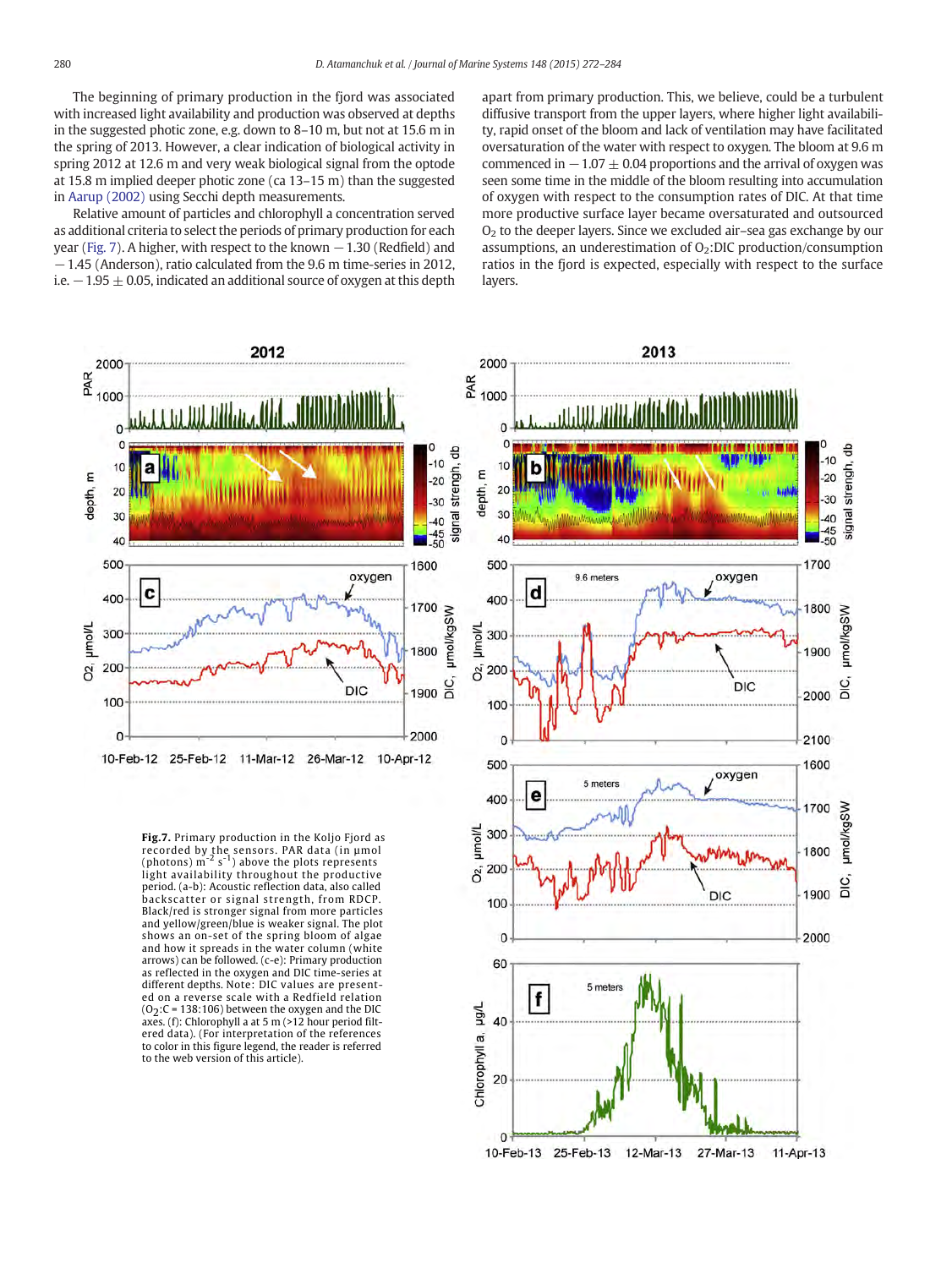The beginning of primary production in the fjord was associated with increased light availability and production was observed at depths in the suggested photic zone, e.g. down to 8–10 m, but not at 15.6 m in the spring of 2013. However, a clear indication of biological activity in spring 2012 at 12.6 m and very weak biological signal from the optode at 15.8 m implied deeper photic zone (ca 13–15 m) than the suggested in Aarup (2002) using Secchi depth measurements.

Relative amount of particles and chlorophyll a concentration served as additional criteria to select the periods of primary production for each year (Fig. 7). A higher, with respect to the known −1.30 (Redfield) and −1.45 (Anderson), ratio calculated from the 9.6 m time-series in 2012, i.e. −1.95 ± 0.05, indicated an additional source of oxygen at this depth apart from primary production. This, we believe, could be a turbulent diffusive transport from the upper layers, where higher light availability, rapid onset of the bloom and lack of ventilation may have facilitated oversaturation of the water with respect to oxygen. The bloom at 9.6 m commenced in −1.07 ± 0.04 proportions and the arrival of oxygen was seen some time in the middle of the bloom resulting into accumulation of oxygen with respect to the consumption rates of DIC. At that time more productive surface layer became oversaturated and outsourced $O_2$ to the deeper layers. Since we excluded air–sea gas exchange by our assumptions, an underestimation of $O_2$:DIC production/consumption ratios in the fjord is expected, especially with respect to the surface layers.

**Fig. 7.** Primary production in the Koljo Fjord as recorded by the sensors. PAR data (in μmol (photons) $m^{-2}$ $s^{-1}$) above the plots represents light availability throughout the productive period. (a-b): Acoustic reflection data, also called backscatter or signal strength, from RDCP. Black/red is stronger signal from more particles and yellow/green/blue is weaker signal. The plot shows an on-set of the spring bloom of algae and how it spreads in the water column (white arrows) can be followed. (c-e): Primary production as reflected in the oxygen and DIC time-series at different depths. Note: DIC values are presented on a reverse scale with a Redfield relation ($O_2$:C = 138:106) between the oxygen and the DIC axes. (f): Chlorophyll a at 5 m (>12 hour period filtered data). (For interpretation of the references to color in this figure legend, the reader is referred to the web version of this article).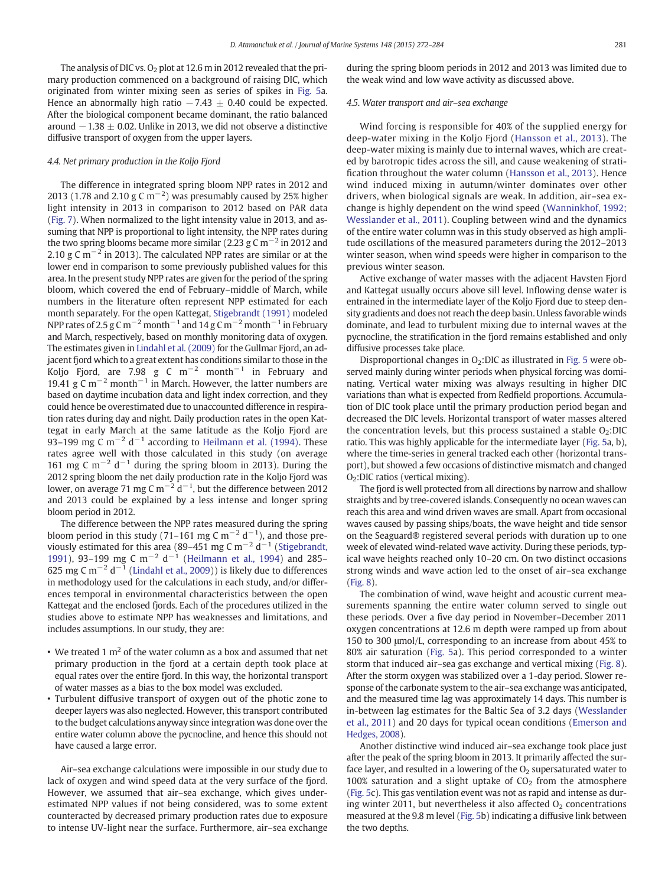The analysis of DIC vs. $O_2$ plot at 12.6 m in 2012 revealed that the primary production commenced on a background of raising DIC, which originated from winter mixing seen as series of spikes in Fig. 5a. Hence an abnormally high ratio $-7.43 \pm 0.40$ could be expected. After the biological component became dominant, the ratio balanced around $-1.38 \pm 0.02$. Unlike in 2013, we did not observe a distinctive diffusive transport of oxygen from the upper layers.

### 4.4. Net primary production in the Koljo Fjord

The difference in integrated spring bloom NPP rates in 2012 and 2013 (1.78 and 2.10 g C $m^{-2}$) was presumably caused by 25% higher light intensity in 2013 in comparison to 2012 based on PAR data (Fig. 7). When normalized to the light intensity value in 2013, and assuming that NPP is proportional to light intensity, the NPP rates during the two spring blooms became more similar (2.23 g C $m^{-2}$ in 2012 and 2.10 g C $m^{-2}$ in 2013). The calculated NPP rates are similar or at the lower end in comparison to some previously published values for this area. In the present study NPP rates are given for the period of the spring bloom, which covered the end of February–middle of March, while numbers in the literature often represent NPP estimated for each month separately. For the open Kattegat, Stigebrandt (1991) modeled NPP rates of 2.5 g C $m^{-2}$ $month^{-1}$ and 14 g C $m^{-2}$ $month^{-1}$ in February and March, respectively, based on monthly monitoring data of oxygen. The estimates given in Lindahl et al. (2009) for the Gullmar Fjord, an adjacent fjord which to a great extent has conditions similar to those in the Koljo Fjord, are 7.98 g C $m^{-2}$ $month^{-1}$ in February and 19.41 g C $m^{-2}$ $month^{-1}$ in March. However, the latter numbers are based on daytime incubation data and light index correction, and they could hence be overestimated due to unaccounted difference in respiration rates during day and night. Daily production rates in the open Kattegat in early March at the same latitude as the Koljo Fjord are 93–199 mg C $m^{-2}$ $d^{-1}$ according to Heilmann et al. (1994). These rates agree well with those calculated in this study (on average 161 mg C $m^{-2}$ $d^{-1}$ during the spring bloom in 2013). During the 2012 spring bloom the net daily production rate in the Koljo Fjord was lower, on average 71 mg C $m^{-2}$ $d^{-1}$, but the difference between 2012 and 2013 could be explained by a less intense and longer spring bloom period in 2012.

The difference between the NPP rates measured during the spring bloom period in this study (71–161 mg C $m^{-2}$ $d^{-1}$), and those previously estimated for this area (89–451 mg C $m^{-2}$ $d^{-1}$ (Stigebrandt, 1991), 93–199 mg C $m^{-2}$ $d^{-1}$ (Heilmann et al., 1994) and 285–625 mg C $m^{-2}$ $d^{-1}$ (Lindahl et al., 2009)) is likely due to differences in methodology used for the calculations in each study, and/or differences temporal in environmental characteristics between the open Kattegat and the enclosed fjords. Each of the procedures utilized in the studies above to estimate NPP has weaknesses and limitations, and includes assumptions. In our study, they are:

- We treated 1 $m^2$ of the water column as a box and assumed that net primary production in the fjord at a certain depth took place at equal rates over the entire fjord. In this way, the horizontal transport of water masses as a bias to the box model was excluded.
- Turbulent diffusive transport of oxygen out of the photic zone to deeper layers was also neglected. However, this transport contributed to the budget calculations anyway since integration was done over the entire water column above the pycnocline, and hence this should not have caused a large error.

Air–sea exchange calculations were impossible in our study due to lack of oxygen and wind speed data at the very surface of the fjord. However, we assumed that air–sea exchange, which gives underestimated NPP values if not being considered, was to some extent counteracted by decreased primary production rates due to exposure to intense UV-light near the surface. Furthermore, air–sea exchange during the spring bloom periods in 2012 and 2013 was limited due to the weak wind and low wave activity as discussed above.

### 4.5. Water transport and air–sea exchange

Wind forcing is responsible for 40% of the supplied energy for deep-water mixing in the Koljo Fjord (Hansson et al., 2013). The deep-water mixing is mainly due to internal waves, which are created by barotropic tides across the sill, and cause weakening of stratification throughout the water column (Hansson et al., 2013). Hence wind induced mixing in autumn/winter dominates over other drivers, when biological signals are weak. In addition, air–sea exchange is highly dependent on the wind speed (Wanninkhof, 1992; Wesslander et al., 2011). Coupling between wind and the dynamics of the entire water column was in this study observed as high amplitude oscillations of the measured parameters during the 2012–2013 winter season, when wind speeds were higher in comparison to the previous winter season.

Active exchange of water masses with the adjacent Havsten Fjord and Kattegat usually occurs above sill level. Inflowing dense water is entrained in the intermediate layer of the Koljo Fjord due to steep density gradients and does not reach the deep basin. Unless favorable winds dominate, and lead to turbulent mixing due to internal waves at the pycnocline, the stratification in the fjord remains established and only diffusive processes take place.

Disproportional changes in $O_2$:DIC as illustrated in Fig. 5 were observed mainly during winter periods when physical forcing was dominating. Vertical water mixing was always resulting in higher DIC variations than what is expected from Redfield proportions. Accumulation of DIC took place until the primary production period began and decreased the DIC levels. Horizontal transport of water masses altered the concentration levels, but this process sustained a stable $O_2$:DIC ratio. This was highly applicable for the intermediate layer (Fig. 5a, b), where the time-series in general tracked each other (horizontal transport), but showed a few occasions of distinctive mismatch and changed $O_2$:DIC ratios (vertical mixing).

The fjord is well protected from all directions by narrow and shallow straights and by tree-covered islands. Consequently no ocean waves can reach this area and wind driven waves are small. Apart from occasional waves caused by passing ships/boats, the wave height and tide sensor on the Seaguard® registered several periods with duration up to one week of elevated wind-related wave activity. During these periods, typical wave heights reached only 10–20 cm. On two distinct occasions strong winds and wave action led to the onset of air–sea exchange (Fig. 8).

The combination of wind, wave height and acoustic current measurements spanning the entire water column served to single out these periods. Over a five day period in November–December 2011 oxygen concentrations at 12.6 m depth were ramped up from about 150 to 300 μmol/L, corresponding to an increase from about 45% to 80% air saturation (Fig. 5a). This period corresponded to a winter storm that induced air–sea gas exchange and vertical mixing (Fig. 8). After the storm oxygen was stabilized over a 1-day period. Slower response of the carbonate system to the air–sea exchange was anticipated, and the measured time lag was approximately 14 days. This number is in-between lag estimates for the Baltic Sea of 3.2 days (Wesslander et al., 2011) and 20 days for typical ocean conditions (Emerson and Hedges, 2008).

Another distinctive wind induced air–sea exchange took place just after the peak of the spring bloom in 2013. It primarily affected the surface layer, and resulted in a lowering of the $O_2$ supersaturated water to 100% saturation and a slight uptake of $CO_2$ from the atmosphere (Fig. 5c). This gas ventilation event was not as rapid and intense as during winter 2011, but nevertheless it also affected $O_2$ concentrations measured at the 9.8 m level (Fig. 5b) indicating a diffusive link between the two depths.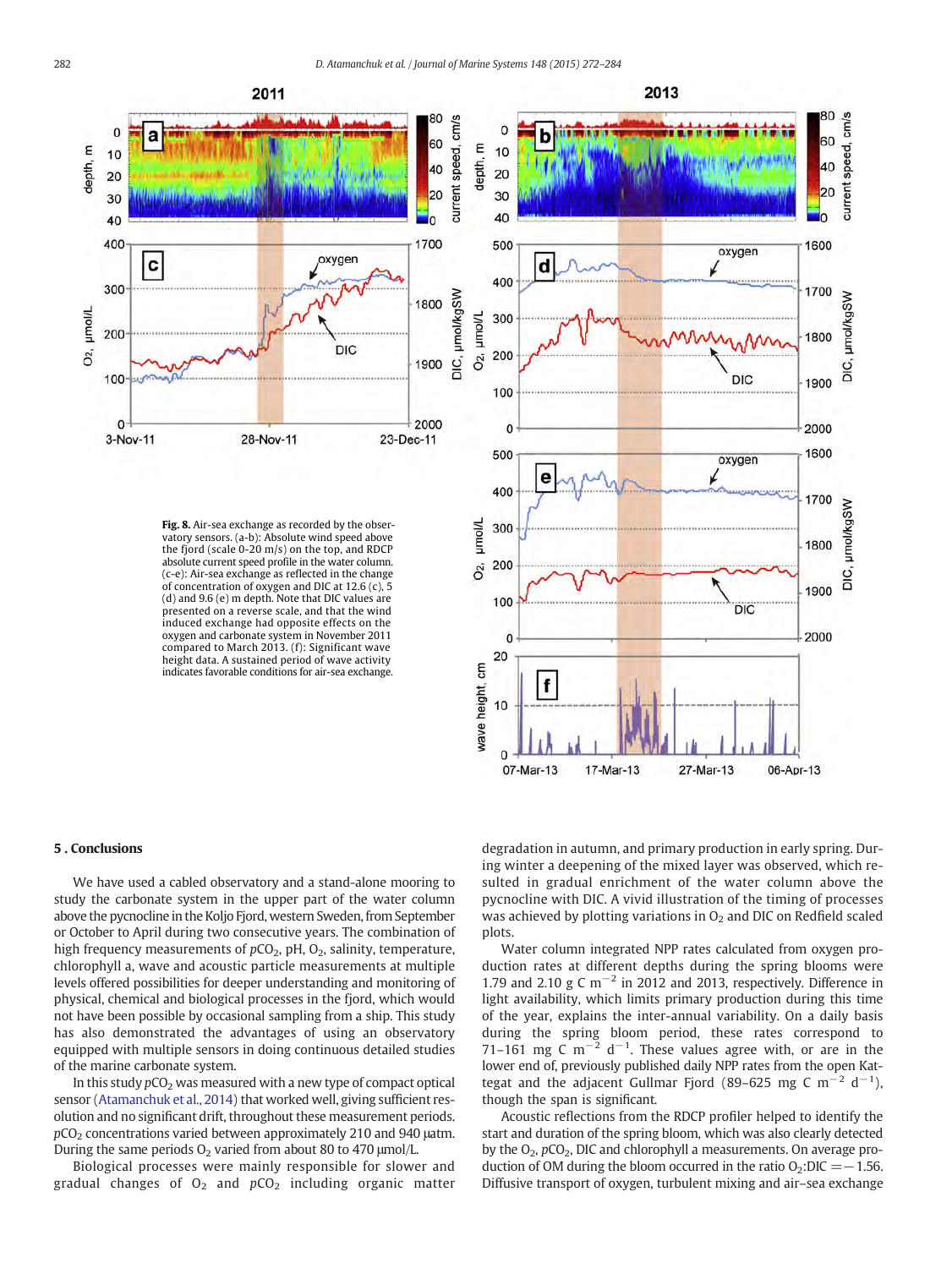**Fig. 8.** Air-sea exchange as recorded by the observatory sensors. (a-b): Absolute wind speed above the fjord (scale 0-20 m/s) on the top, and RDCP absolute current speed profile in the water column. (c-e): Air-sea exchange as reflected in the change of concentration of oxygen and DIC at 12.6 (c), 5 (d) and 9.6 (e) m depth. Note that DIC values are presented on a reverse scale, and that the wind induced exchange had opposite effects on the oxygen and carbonate system in November 2011 compared to March 2013. (f): Significant wave height data. A sustained period of wave activity indicates favorable conditions for air-sea exchange.

## 5. Conclusions

We have used a cabled observatory and a stand-alone mooring to study the carbonate system in the upper part of the water column above the pycnocline in the Koljo Fjord, western Sweden, from September or October to April during two consecutive years. The combination of high frequency measurements of $pCO_2$, pH, $O_2$, salinity, temperature, chlorophyll a, wave and acoustic particle measurements at multiple levels offered possibilities for deeper understanding and monitoring of physical, chemical and biological processes in the fjord, which would not have been possible by occasional sampling from a ship. This study has also demonstrated the advantages of using an observatory equipped with multiple sensors in doing continuous detailed studies of the marine carbonate system.

In this study $pCO_2$ was measured with a new type of compact optical sensor (Atamanchuk et al., 2014) that worked well, giving sufficient resolution and no significant drift, throughout these measurement periods. $pCO_2$ concentrations varied between approximately 210 and 940 μatm. During the same periods $O_2$ varied from about 80 to 470 μmol/L.

Biological processes were mainly responsible for slower and gradual changes of $O_2$ and $pCO_2$ including organic matter degradation in autumn, and primary production in early spring. During winter a deepening of the mixed layer was observed, which resulted in gradual enrichment of the water column above the pycnocline with DIC. A vivid illustration of the timing of processes was achieved by plotting variations in $O_2$ and DIC on Redfield scaled plots.

Water column integrated NPP rates calculated from oxygen production rates at different depths during the spring blooms were 1.79 and 2.10 g C $m^{-2}$ in 2012 and 2013, respectively. Difference in light availability, which limits primary production during this time of the year, explains the inter-annual variability. On a daily basis during the spring bloom period, these rates correspond to 71–161 mg C $m^{-2}$ $d^{-1}$. These values agree with, or are in the lower end of, previously published daily NPP rates from the open Kattegat and the adjacent Gullmar Fjord (89–625 mg C $m^{-2}$ $d^{-1}$), though the span is significant.

Acoustic reflections from the RDCP profiler helped to identify the start and duration of the spring bloom, which was also clearly detected by the $O_2$, $pCO_2$, DIC and chlorophyll a measurements. On average production of OM during the bloom occurred in the ratio $O_2$:DIC = −1.56. Diffusive transport of oxygen, turbulent mixing and air–sea exchange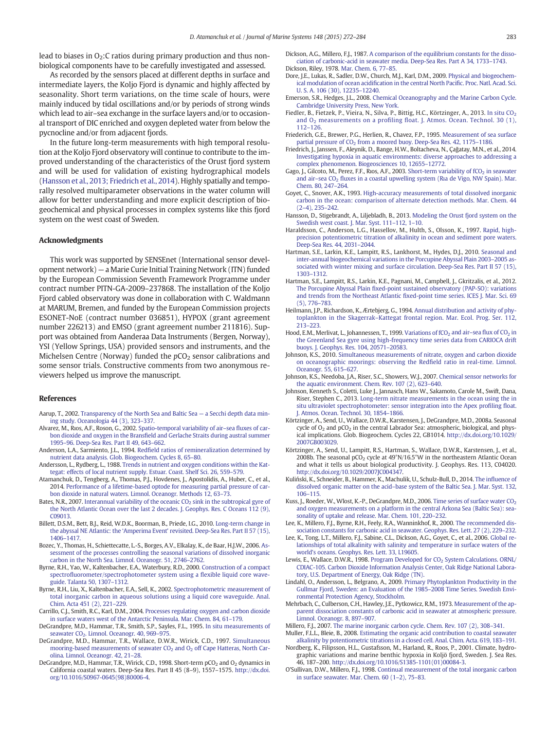lead to biases in $O_2$:C ratios during primary production and thus non-biological components have to be carefully investigated and assessed.

As recorded by the sensors placed at different depths in surface and intermediate layers, the Koljo Fjord is dynamic and highly affected by seasonality. Short term variations, on the time scale of hours, were mainly induced by tidal oscillations and/or by periods of strong winds which lead to air–sea exchange in the surface layers and/or to occasional transport of DIC enriched and oxygen depleted water from below the pycnocline and/or from adjacent fjords.

In the future long-term measurements with high temporal resolution at the Koljo Fjord observatory will continue to contribute to the improved understanding of the characteristics of the Orust fjord system and will be used for validation of existing hydrographical models (Hansson et al., 2013; Friedrich et al., 2014). Highly spatially and temporally resolved multiparameter observations in the water column will allow for better understanding and more explicit description of biogeochemical and physical processes in complex systems like this fjord system on the west coast of Sweden.

## Acknowledgments

This work was supported by SENSEnet (International sensor development network) — a Marie Curie Initial Training Network (ITN) funded by the European Commission Seventh Framework Programme under contract number PITN-GA-2009–237868. The installation of the Koljo Fjord cabled observatory was done in collaboration with C. Waldmann at MARUM, Bremen, and funded by the European Commission projects ESONET-NoE (contract number 036851), HYPOX (grant agreement number 226213) and EMSO (grant agreement number 211816). Support was obtained from Aanderaa Data Instruments (Bergen, Norway), YSI (Yellow Springs, USA) provided sensors and instruments, and the Michelsen Centre (Norway) funded the $pCO_2$ sensor calibrations and some sensor trials. Constructive comments from two anonymous reviewers helped us improve the manuscript.

## References

Aarup, T., 2002. Transparency of the North Sea and Baltic Sea — a Secchi depth data mining study. Oceanologia 44 (3), 323–337.

Alvarez, M., Rıos, A.F., Roson, G., 2002. Spatio-temporal variability of air–sea fluxes of carbon dioxide and oxygen in the Bransfield and Gerlache Straits during austral summer 1995–96. Deep-Sea Res. Part II 49, 643–662.

Anderson, L.A., Sarmiento, J.L., 1994. Redfield ratios of remineralization determined by nutrient data analysis. Glob. Biogeochem. Cycles 8, 65–80.

Andersson, L., Rydberg, L., 1988. Trends in nutrient and oxygen conditions within the Kattegat: effects of local nutrient supply. Estuar. Coast. Shelf Sci. 26, 559–579.

Atamanchuk, D., Tengberg, A., Thomas, P.J., Hovdenes, J., Apostolidis, A., Huber, C., et al., 2014. Performance of a lifetime-based optode for measuring partial pressure of carbon dioxide in natural waters. Limnol. Oceanogr. Methods 12, 63–73.

Bates, N.R., 2007. Interannual variability of the oceanic $CO_2$ sink in the subtropical gyre of the North Atlantic Ocean over the last 2 decades. J. Geophys. Res. C Oceans 112 (9), C09013.

Billett, D.S.M., Bett, B.J., Reid, W.D.K., Boorman, B., Priede, I.G., 2010. Long-term change in the abyssal NE Atlantic: the 'Amperima Event' revisited. Deep-Sea Res. Part II 57 (15), 1406–1417.

Bozec, Y., Thomas, H., Schiettecatte, L.-S., Borges, A.V., Elkalay, K., de Baar, H.J.W., 2006. Assessment of the processes controlling the seasonal variations of dissolved inorganic carbon in the North Sea. Limnol. Oceanogr. 51, 2746–2762.

Byrne, R.H., Yao, W., Kaltenbacher, E.A., Waterbury, R.D., 2000. Construction of a compact spectrofluorometer/spectrophotometer system using a flexible liquid core waveguide. Talanta 50, 1307–1312.

Byrne, R.H., Liu, X., Kaltenbacher, E.A., Sell, K., 2002. Spectrophotometric measurement of total inorganic carbon in aqueous solutions using a liquid core waveguide. Anal. Chim. Acta 451 (2), 221–229.

Carrillo, C.J., Smith, R.C., Karl, D.M., 2004. Processes regulating oxygen and carbon dioxide in surface waters west of the Antarctic Peninsula. Mar. Chem. 84, 61–179.

DeGrandpre, M.D., Hammar, T.R., Smith, S.P., Sayles, F.L., 1995. In situ measurements of seawater $CO_2$. Limnol. Oceanogr. 40, 969–975.

DeGrandpre, M.D., Hammar, T.R., Wallace, D.W.R., Wirick, C.D., 1997. Simultaneous mooring-based measurements of seawater $CO_2$ and $O_2$ off Cape Hatteras, North Carolina. Limnol. Oceanogr. 42, 21–28.

DeGrandpre, M.D., Hammar, T.R., Wirick, C.D., 1998. Short-term $pCO_2$ and $O_2$ dynamics in California coastal waters. Deep-Sea Res. Part II 45 (8–9), 1557–1575. http://dx.doi.org/10.1016/S0967-0645(98)80006-4.

Dickson, A.G., Millero, F.J., 1987. A comparison of the equilibrium constants for the dissociation of carbonic-acid in seawater media. Deep-Sea Res. Part A 34, 1733–1743.

Dickson, Riley, 1978. Mar. Chem. 6, 77–85.

Dore, J.E., Lukas, R., Sadler, D.W., Church, M.J., Karl, D.M., 2009. Physical and biogeochemical modulation of ocean acidification in the central North Pacific. Proc. Natl. Acad. Sci. U. S. A. 106 (30), 12235–12240.

Emerson, S.R., Hedges, J.L., 2008. Chemical Oceanography and the Marine Carbon Cycle. Cambridge University Press, New York.

Fiedler, B., Fietzek, P., Vieira, N., Silva, P., Bittig, H.C., Körtzinger, A., 2013. In situ $CO_2$ and $O_2$ measurements on a profiling float. J. Atmos. Ocean. Technol. 30 (1), 112–126.

Friederich, G.E., Brewer, P.G., Herlien, R., Chavez, F.P., 1995. Measurement of sea surface partial pressure of $CO_2$ from a moored buoy. Deep-Sea Res. 42, 1175–1186.

Friedrich, J., Janssen, F., Aleynik, D., Bange, H.W., Boltacheva, N., Çağatay, M.N., et al., 2014. Investigating hypoxia in aquatic environments: diverse approaches to addressing a complex phenomenon. Biogeosciences 10, 12655–12772.

Gago, J., Gilcoto, M., Perez, F.F., Rıos, A.F., 2003. Short-term variability of $fCO_2$ in seawater and air–sea $CO_2$ fluxes in a coastal upwelling system (Ria de Vigo, NW Spain). Mar. Chem. 80, 247–264.

Goyet, C., Snover, A.K., 1993. High-accuracy measurements of total dissolved inorganic carbon in the ocean: comparison of alternate detection methods. Mar. Chem. 44 (2–4), 235–242.

Hansson, D., Stigebrandt, A., Liljebladh, B., 2013. Modeling the Orust fjord system on the Swedish west coast. J. Mar. Syst. 111–112, 1–10.

Haraldsson, C., Anderson, L.G., Hassellov, M., Hulth, S., Olsson, K., 1997. Rapid, high-precision potentiometric titration of alkalinity in ocean and sediment pore waters. Deep-Sea Res. 44, 2031–2044.

Hartman, S.E., Larkin, K.E., Lampitt, R.S., Lankhorst, M., Hydes, D.J., 2010. Seasonal and inter-annual biogeochemical variations in the Porcupine Abyssal Plain 2003–2005 associated with winter mixing and surface circulation. Deep-Sea Res. Part II 57 (15), 1303–1312.

Hartman, S.E., Lampitt, R.S., Larkin, K.E., Pagnani, M., Campbell, J., Gkritzalis, et al., 2012. The Porcupine Abyssal Plain fixed-point sustained observatory (PAP-SO): variations and trends from the Northeast Atlantic fixed-point time series. ICES J. Mar. Sci. 69 (5), 776–783.

Heilmann, J.P., Richardson, K., Ærtebjerg, G., 1994. Annual distribution and activity of phytoplankton in the Skagerrak–Kattegat frontal region. Mar. Ecol. Prog. Ser. 112, 213–223.

Hood, E.M., Merlivat, L., Johannessen, T., 1999. Variations of $fCO_2$ and air–sea flux of $CO_2$ in the Greenland Sea gyre using high-frequency time series data from CARIOCA drift buoys. J. Geophys. Res. 104, 20571–20583.

Johnson, K.S., 2010. Simultaneous measurements of nitrate, oxygen and carbon dioxide on oceanographic moorings: observing the Redfield ratio in real-time. Limnol. Oceanogr. 55, 615–627.

Johnson, K.S., Needoba, J.A., Riser, S.C., Showers, W.J., 2007. Chemical sensor networks for the aquatic environment. Chem. Rev. 107 (2), 623–640.

Johnson, Kenneth S., Coletti, Luke J., Jannasch, Hans W., Sakamoto, Carole M., Swift, Dana, Riser, Stephen C., 2013. Long-term nitrate measurements in the ocean using the in situ ultraviolet spectrophotometer: sensor integration into the Apex profiling float. J. Atmos. Ocean. Technol. 30, 1854–1866.

Körtzinger, A., Send, U., Wallace, D.W.R., Karstensen, J., DeGrandpre, M.D., 2008a. Seasonal cycle of $O_2$ and $pCO_2$ in the central Labrador Sea: atmospheric, biological, and physical implications. Glob. Biogeochem. Cycles 22, GB1014. http://dx.doi.org/10.1029/2007GB003029.

Körtzinger, A., Send, U., Lampitt, R.S., Hartman, S., Wallace, D.W.R., Karstensen, J., et al., 2008b. The seasonal $pCO_2$ cycle at 49°N/16.5°W in the northeastern Atlantic Ocean and what it tells us about biological productivity. J. Geophys. Res. 113, C04020. http://dx.doi.org/10.1029/2007JC004347.

Kuliński, K., Schneider, B., Hammer, K., Machulik, U., Schulz-Bull, D., 2014. The influence of dissolved organic matter on the acid–base system of the Baltic Sea. J. Mar. Syst. 132, 106–115.

Kuss, J., Roeder, W., Wlost, K.-P., DeGrandpre, M.D., 2006. Time series of surface water $CO_2$ and oxygen measurements on a platform in the central Arkona Sea (Baltic Sea): seasonality of uptake and release. Mar. Chem. 101, 220–232.

Lee, K., Millero, F.J., Byrne, R.H., Feely, R.A., Wanninkhof, R., 2000. The recommended dissociation constants for carbonic acid in seawater. Geophys. Res. Lett. 27 (2), 229–232.

Lee, K., Tong, L.T., Millero, F.J., Sabine, C.L., Dickson, A.G., Goyet, C., et al., 2006. Global relationships of total alkalinity with salinity and temperature in surface waters of the world's oceans. Geophys. Res. Lett. 33, L19605.

Lewis, E., Wallace, D.W.R., 1998. Program Developed for $CO_2$ System Calculations. ORNL/CDIAC-105. Carbon Dioxide Information Analysis Center, Oak Ridge National Laboratory, U.S. Department of Energy, Oak Ridge (TN).

Lindahl, O., Andersson, L., Belgrano, A., 2009. Primary Phytoplankton Productivity in the Gullmar Fjord, Sweden: an Evaluation of the 1985–2008 Time Series. Swedish Environmental Protection Agency, Stockholm.

Mehrbach, C., Culberson, C.H., Hawley, J.E., Pytkowicz, R.M., 1973. Measurement of the apparent dissociation constants of carbonic acid in seawater at atmospheric pressure. Limnol. Oceanogr. 8, 897–907.

Millero, F.J., 2007. The marine inorganic carbon cycle. Chem. Rev. 107 (2), 308–341.

Muller, F.L.L., Bleie, B., 2008. Estimating the organic acid contribution to coastal seawater alkalinity by potentiometric titrations in a closed cell. Anal. Chim. Acta 619, 183–191.

Nordberg, K., Filipsson, H.L., Gustafsson, M., Harland, R., Roos, P., 2001. Climate, hydrographic variations and marine benthic hypoxia in Koljö fjord, Sweden. J. Sea Res. 46, 187–200. http://dx.doi.org/10.1016/S1385-1101(01)00084-3.

O'Sullivan, D.W., Millero, F.J., 1998. Continual measurement of the total inorganic carbon in surface seawater. Mar. Chem. 60 (1–2), 75–83.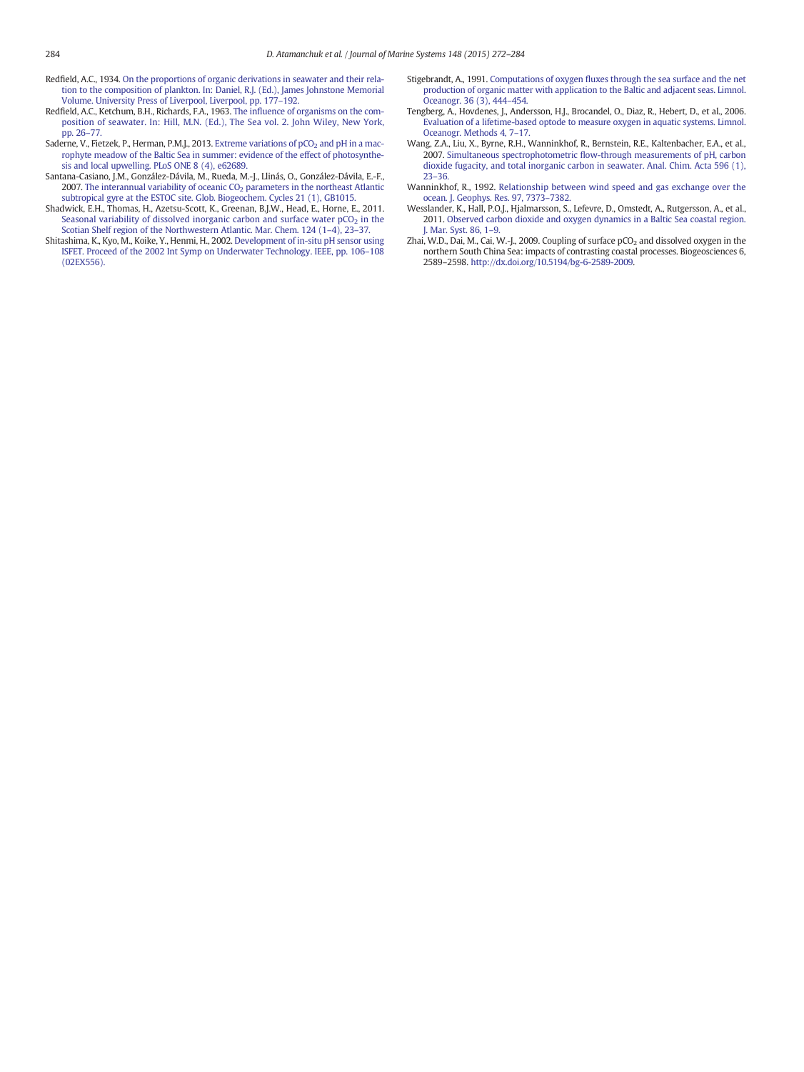Redfield, A.C., 1934. On the proportions of organic derivations in seawater and their relation to the composition of plankton. In: Daniel, R.J. (Ed.), James Johnstone Memorial Volume. University Press of Liverpool, Liverpool, pp. 177–192.

Redfield, A.C., Ketchum, B.H., Richards, F.A., 1963. The influence of organisms on the composition of seawater. In: Hill, M.N. (Ed.), The Sea vol. 2. John Wiley, New York, pp. 26–77.

Saderne, V., Fietzek, P., Herman, P.M.J., 2013. Extreme variations of $pCO_2$ and pH in a macrophyte meadow of the Baltic Sea in summer: evidence of the effect of photosynthesis and local upwelling. PLoS ONE 8 (4), e62689.

Santana-Casiano, J.M., González-Dávila, M., Rueda, M.-J., Llinás, O., González-Dávila, E.-F., 2007. The interannual variability of oceanic $CO_2$ parameters in the northeast Atlantic subtropical gyre at the ESTOC site. Glob. Biogeochem. Cycles 21 (1), GB1015.

Shadwick, E.H., Thomas, H., Azetsu-Scott, K., Greenan, B.J.W., Head, E., Horne, E., 2011. Seasonal variability of dissolved inorganic carbon and surface water $pCO_2$ in the Scotian Shelf region of the Northwestern Atlantic. Mar. Chem. 124 (1–4), 23–37.

Shitashima, K., Kyo, M., Koike, Y., Henmi, H., 2002. Development of in-situ pH sensor using ISFET. Proceed of the 2002 Int Symp on Underwater Technology. IEEE, pp. 106–108 (02EX556).

Stigebrandt, A., 1991. Computations of oxygen fluxes through the sea surface and the net production of organic matter with application to the Baltic and adjacent seas. Limnol. Oceanogr. 36 (3), 444–454.

Tengberg, A., Hovdenes, J., Andersson, H.J., Brocandel, O., Diaz, R., Hebert, D., et al., 2006. Evaluation of a lifetime-based optode to measure oxygen in aquatic systems. Limnol. Oceanogr. Methods 4, 7–17.

Wang, Z.A., Liu, X., Byrne, R.H., Wanninkhof, R., Bernstein, R.E., Kaltenbacher, E.A., et al., 2007. Simultaneous spectrophotometric flow-through measurements of pH, carbon dioxide fugacity, and total inorganic carbon in seawater. Anal. Chim. Acta 596 (1), 23–36.

Wanninkhof, R., 1992. Relationship between wind speed and gas exchange over the ocean. J. Geophys. Res. 97, 7373–7382.

Wesslander, K., Hall, P.O.J., Hjalmarsson, S., Lefevre, D., Omstedt, A., Rutgersson, A., et al., 2011. Observed carbon dioxide and oxygen dynamics in a Baltic Sea coastal region. J. Mar. Syst. 86, 1–9.

Zhai, W.D., Dai, M., Cai, W.-J., 2009. Coupling of surface $pCO_2$ and dissolved oxygen in the northern South China Sea: impacts of contrasting coastal processes. Biogeosciences 6, 2589–2598. http://dx.doi.org/10.5194/bg-6-2589-2009.